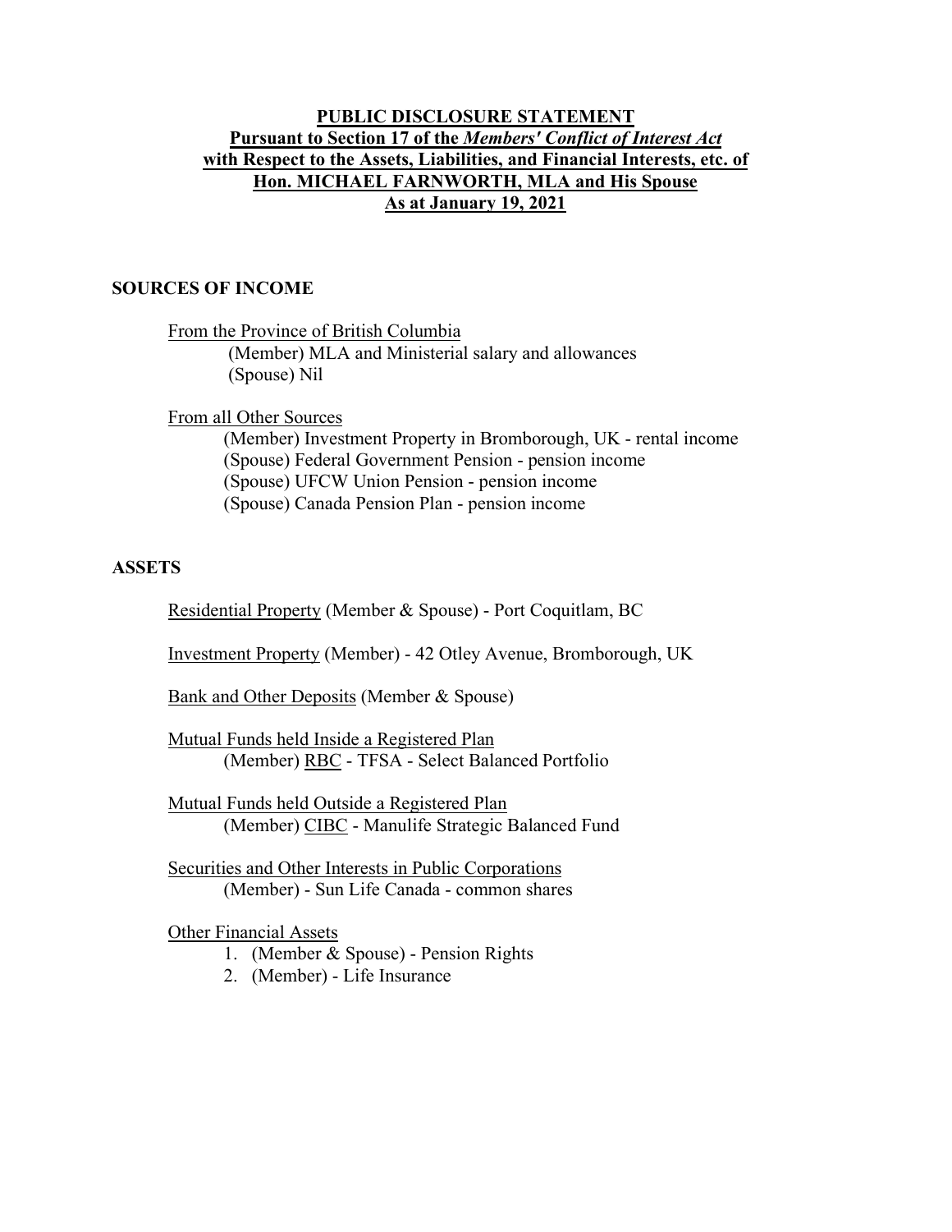# PUBLIC DISCLOSURE STATEMENT

**Pursuant to Section 17 of the *Members' Conflict of Interest Act* with Respect to the Assets, Liabilities, and Financial Interests, etc. of Hon. MICHAEL FARNWORTH, MLA and His Spouse As at January 19, 2021**

## SOURCES OF INCOME

From the Province of British Columbia

- (Member) MLA and Ministerial salary and allowances
- (Spouse) Nil

From all Other Sources

- (Member) Investment Property in Bromborough, UK - rental income
- (Spouse) Federal Government Pension - pension income
- (Spouse) UFCW Union Pension - pension income
- (Spouse) Canada Pension Plan - pension income

## ASSETS

Residential Property (Member & Spouse) - Port Coquitlam, BC

Investment Property (Member) - 42 Otley Avenue, Bromborough, UK

Bank and Other Deposits (Member & Spouse)

Mutual Funds held Inside a Registered Plan

- (Member) RBC - TFSA - Select Balanced Portfolio

Mutual Funds held Outside a Registered Plan

- (Member) CIBC - Manulife Strategic Balanced Fund

Securities and Other Interests in Public Corporations

- (Member) - Sun Life Canada - common shares

Other Financial Assets

1. (Member & Spouse) - Pension Rights
2. (Member) - Life Insurance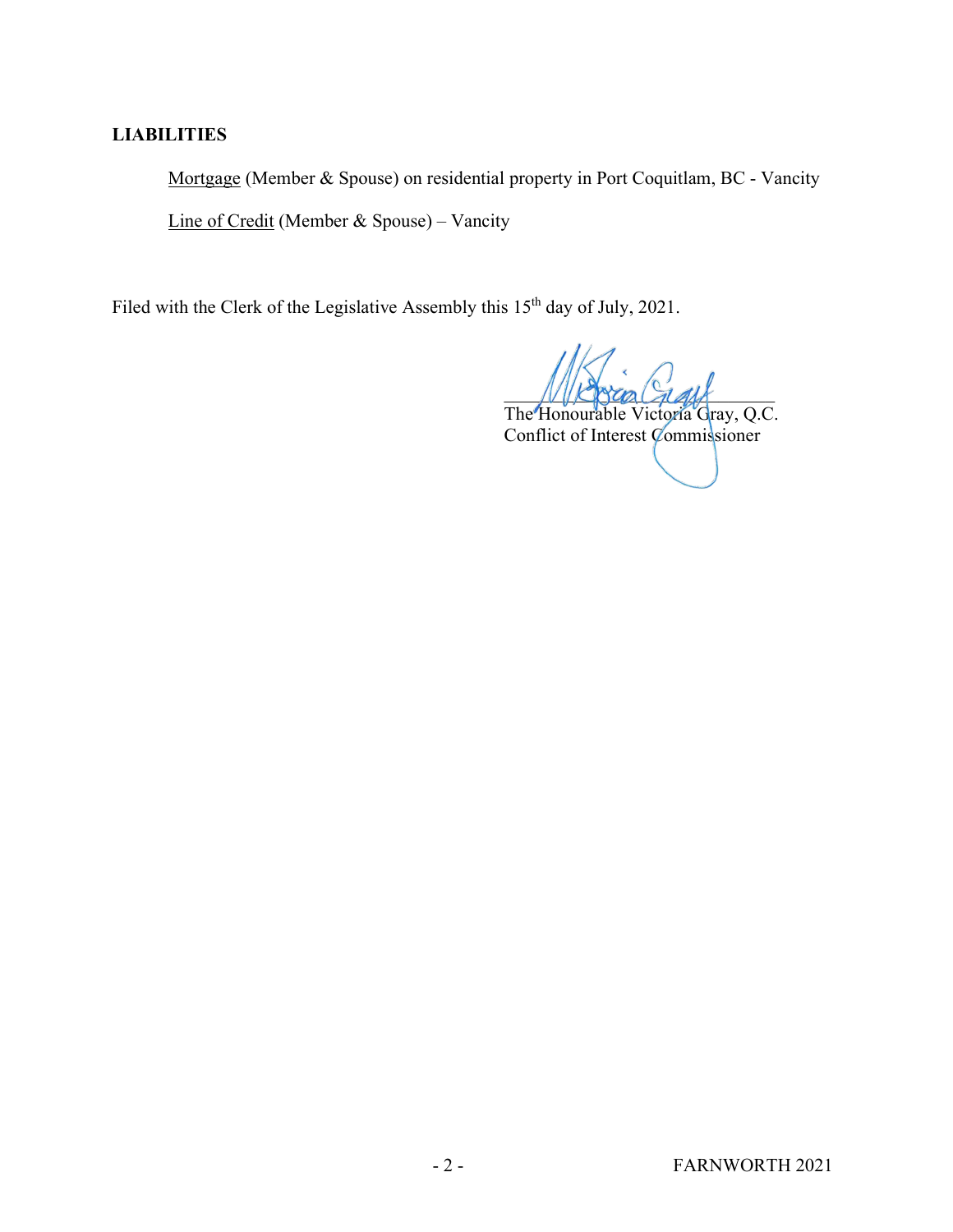**LIABILITIES**

Mortgage (Member & Spouse) on residential property in Port Coquitlam, BC - Vancity

Line of Credit (Member & Spouse) – Vancity

Filed with the Clerk of the Legislative Assembly this 15th day of July, 2021.

The Honourable Victoria Gray, Q.C.
Conflict of Interest Commissioner